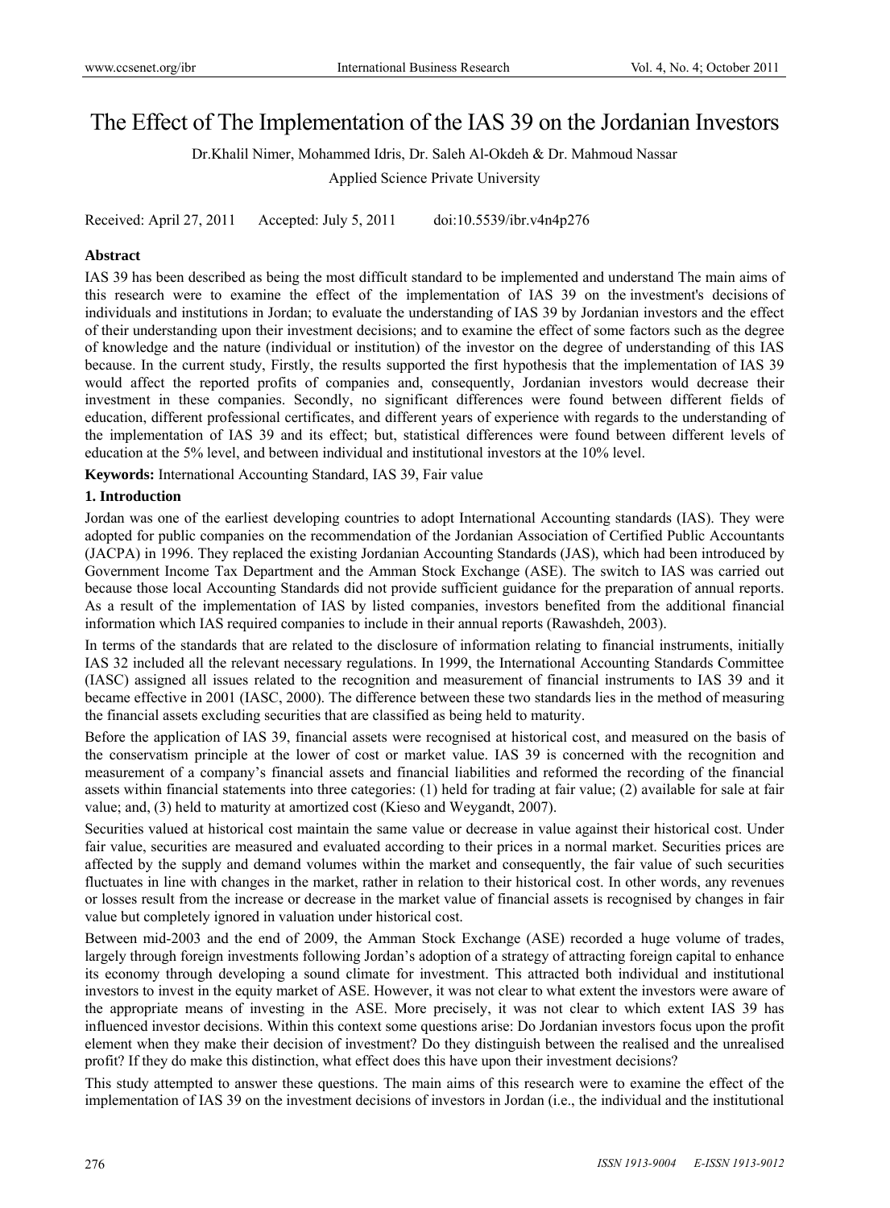# The Effect of The Implementation of the IAS 39 on the Jordanian Investors

Dr.Khalil Nimer, Mohammed Idris, Dr. Saleh Al-Okdeh & Dr. Mahmoud Nassar

Applied Science Private University

Received: April 27, 2011 Accepted: July 5, 2011 doi:10.5539/ibr.v4n4p276

## Abstract

IAS 39 has been described as being the most difficult standard to be implemented and understand The main aims of this research were to examine the effect of the implementation of IAS 39 on the investment's decisions of individuals and institutions in Jordan; to evaluate the understanding of IAS 39 by Jordanian investors and the effect of their understanding upon their investment decisions; and to examine the effect of some factors such as the degree of knowledge and the nature (individual or institution) of the investor on the degree of understanding of this IAS because. In the current study, Firstly, the results supported the first hypothesis that the implementation of IAS 39 would affect the reported profits of companies and, consequently, Jordanian investors would decrease their investment in these companies. Secondly, no significant differences were found between different fields of education, different professional certificates, and different years of experience with regards to the understanding of the implementation of IAS 39 and its effect; but, statistical differences were found between different levels of education at the 5% level, and between individual and institutional investors at the 10% level.

**Keywords:** International Accounting Standard, IAS 39, Fair value

## 1. Introduction

Jordan was one of the earliest developing countries to adopt International Accounting standards (IAS). They were adopted for public companies on the recommendation of the Jordanian Association of Certified Public Accountants (JACPA) in 1996. They replaced the existing Jordanian Accounting Standards (JAS), which had been introduced by Government Income Tax Department and the Amman Stock Exchange (ASE). The switch to IAS was carried out because those local Accounting Standards did not provide sufficient guidance for the preparation of annual reports. As a result of the implementation of IAS by listed companies, investors benefited from the additional financial information which IAS required companies to include in their annual reports (Rawashdeh, 2003).

In terms of the standards that are related to the disclosure of information relating to financial instruments, initially IAS 32 included all the relevant necessary regulations. In 1999, the International Accounting Standards Committee (IASC) assigned all issues related to the recognition and measurement of financial instruments to IAS 39 and it became effective in 2001 (IASC, 2000). The difference between these two standards lies in the method of measuring the financial assets excluding securities that are classified as being held to maturity.

Before the application of IAS 39, financial assets were recognised at historical cost, and measured on the basis of the conservatism principle at the lower of cost or market value. IAS 39 is concerned with the recognition and measurement of a company's financial assets and financial liabilities and reformed the recording of the financial assets within financial statements into three categories: (1) held for trading at fair value; (2) available for sale at fair value; and, (3) held to maturity at amortized cost (Kieso and Weygandt, 2007).

Securities valued at historical cost maintain the same value or decrease in value against their historical cost. Under fair value, securities are measured and evaluated according to their prices in a normal market. Securities prices are affected by the supply and demand volumes within the market and consequently, the fair value of such securities fluctuates in line with changes in the market, rather in relation to their historical cost. In other words, any revenues or losses result from the increase or decrease in the market value of financial assets is recognised by changes in fair value but completely ignored in valuation under historical cost.

Between mid-2003 and the end of 2009, the Amman Stock Exchange (ASE) recorded a huge volume of trades, largely through foreign investments following Jordan's adoption of a strategy of attracting foreign capital to enhance its economy through developing a sound climate for investment. This attracted both individual and institutional investors to invest in the equity market of ASE. However, it was not clear to what extent the investors were aware of the appropriate means of investing in the ASE. More precisely, it was not clear to which extent IAS 39 has influenced investor decisions. Within this context some questions arise: Do Jordanian investors focus upon the profit element when they make their decision of investment? Do they distinguish between the realised and the unrealised profit? If they do make this distinction, what effect does this have upon their investment decisions?

This study attempted to answer these questions. The main aims of this research were to examine the effect of the implementation of IAS 39 on the investment decisions of investors in Jordan (i.e., the individual and the institutional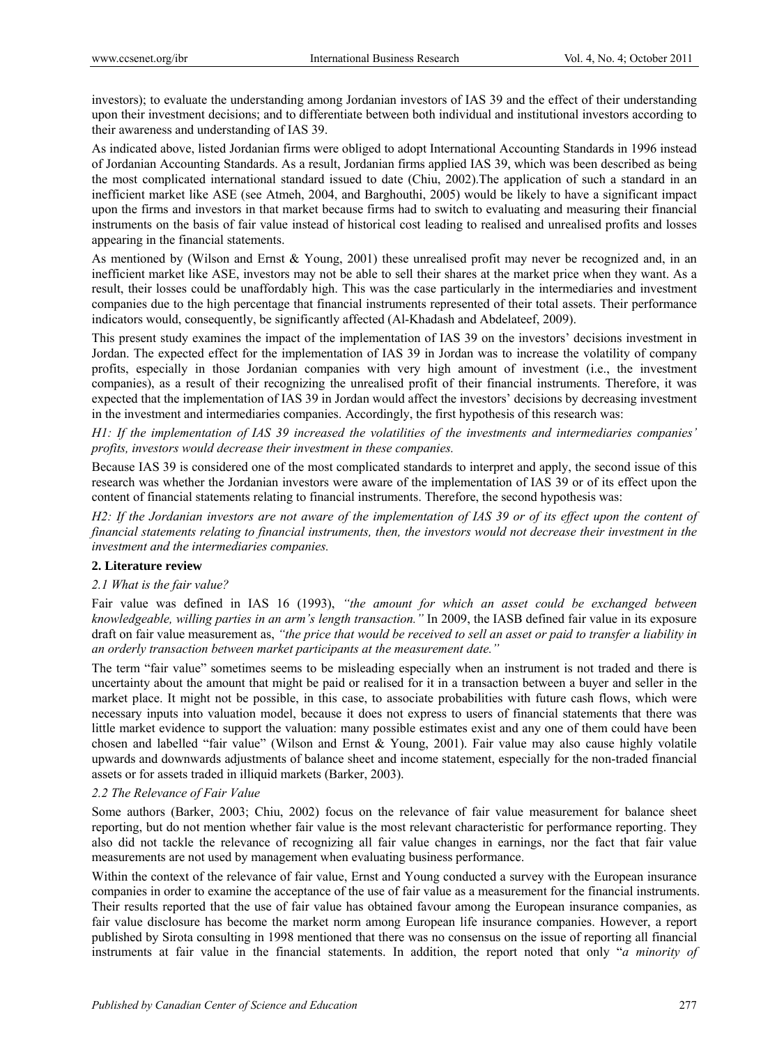investors); to evaluate the understanding among Jordanian investors of IAS 39 and the effect of their understanding upon their investment decisions; and to differentiate between both individual and institutional investors according to their awareness and understanding of IAS 39.

As indicated above, listed Jordanian firms were obliged to adopt International Accounting Standards in 1996 instead of Jordanian Accounting Standards. As a result, Jordanian firms applied IAS 39, which was been described as being the most complicated international standard issued to date (Chiu, 2002).The application of such a standard in an inefficient market like ASE (see Atmeh, 2004, and Barghouthi, 2005) would be likely to have a significant impact upon the firms and investors in that market because firms had to switch to evaluating and measuring their financial instruments on the basis of fair value instead of historical cost leading to realised and unrealised profits and losses appearing in the financial statements.

As mentioned by (Wilson and Ernst & Young, 2001) these unrealised profit may never be recognized and, in an inefficient market like ASE, investors may not be able to sell their shares at the market price when they want. As a result, their losses could be unaffordably high. This was the case particularly in the intermediaries and investment companies due to the high percentage that financial instruments represented of their total assets. Their performance indicators would, consequently, be significantly affected (Al-Khadash and Abdelateef, 2009).

This present study examines the impact of the implementation of IAS 39 on the investors' decisions investment in Jordan. The expected effect for the implementation of IAS 39 in Jordan was to increase the volatility of company profits, especially in those Jordanian companies with very high amount of investment (i.e., the investment companies), as a result of their recognizing the unrealised profit of their financial instruments. Therefore, it was expected that the implementation of IAS 39 in Jordan would affect the investors' decisions by decreasing investment in the investment and intermediaries companies. Accordingly, the first hypothesis of this research was:

*H1: If the implementation of IAS 39 increased the volatilities of the investments and intermediaries companies' profits, investors would decrease their investment in these companies.*

Because IAS 39 is considered one of the most complicated standards to interpret and apply, the second issue of this research was whether the Jordanian investors were aware of the implementation of IAS 39 or of its effect upon the content of financial statements relating to financial instruments. Therefore, the second hypothesis was:

*H2: If the Jordanian investors are not aware of the implementation of IAS 39 or of its effect upon the content of financial statements relating to financial instruments, then, the investors would not decrease their investment in the investment and the intermediaries companies.*

## 2. Literature review

### *2.1 What is the fair value?*

Fair value was defined in IAS 16 (1993), *"the amount for which an asset could be exchanged between knowledgeable, willing parties in an arm's length transaction."* In 2009, the IASB defined fair value in its exposure draft on fair value measurement as, *"the price that would be received to sell an asset or paid to transfer a liability in an orderly transaction between market participants at the measurement date."*

The term "fair value" sometimes seems to be misleading especially when an instrument is not traded and there is uncertainty about the amount that might be paid or realised for it in a transaction between a buyer and seller in the market place. It might not be possible, in this case, to associate probabilities with future cash flows, which were necessary inputs into valuation model, because it does not express to users of financial statements that there was little market evidence to support the valuation: many possible estimates exist and any one of them could have been chosen and labelled "fair value" (Wilson and Ernst & Young, 2001). Fair value may also cause highly volatile upwards and downwards adjustments of balance sheet and income statement, especially for the non-traded financial assets or for assets traded in illiquid markets (Barker, 2003).

### *2.2 The Relevance of Fair Value*

Some authors (Barker, 2003; Chiu, 2002) focus on the relevance of fair value measurement for balance sheet reporting, but do not mention whether fair value is the most relevant characteristic for performance reporting. They also did not tackle the relevance of recognizing all fair value changes in earnings, nor the fact that fair value measurements are not used by management when evaluating business performance.

Within the context of the relevance of fair value, Ernst and Young conducted a survey with the European insurance companies in order to examine the acceptance of the use of fair value as a measurement for the financial instruments. Their results reported that the use of fair value has obtained favour among the European insurance companies, as fair value disclosure has become the market norm among European life insurance companies. However, a report published by Sirota consulting in 1998 mentioned that there was no consensus on the issue of reporting all financial instruments at fair value in the financial statements. In addition, the report noted that only "*a minority of*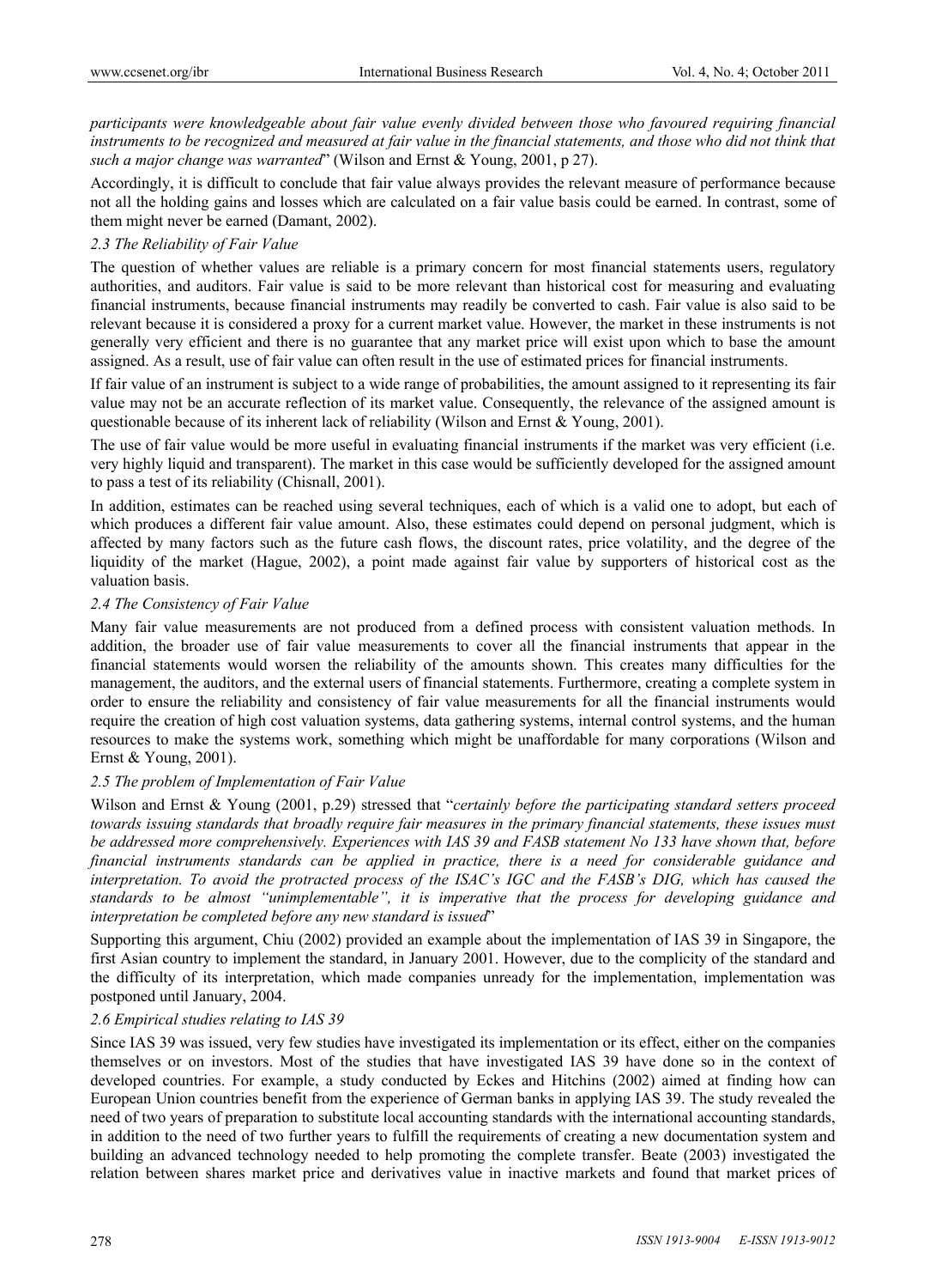*participants were knowledgeable about fair value evenly divided between those who favoured requiring financial instruments to be recognized and measured at fair value in the financial statements, and those who did not think that such a major change was warranted*" (Wilson and Ernst & Young, 2001, p 27).

Accordingly, it is difficult to conclude that fair value always provides the relevant measure of performance because not all the holding gains and losses which are calculated on a fair value basis could be earned. In contrast, some of them might never be earned (Damant, 2002).

### *2.3 The Reliability of Fair Value*

The question of whether values are reliable is a primary concern for most financial statements users, regulatory authorities, and auditors. Fair value is said to be more relevant than historical cost for measuring and evaluating financial instruments, because financial instruments may readily be converted to cash. Fair value is also said to be relevant because it is considered a proxy for a current market value. However, the market in these instruments is not generally very efficient and there is no guarantee that any market price will exist upon which to base the amount assigned. As a result, use of fair value can often result in the use of estimated prices for financial instruments.

If fair value of an instrument is subject to a wide range of probabilities, the amount assigned to it representing its fair value may not be an accurate reflection of its market value. Consequently, the relevance of the assigned amount is questionable because of its inherent lack of reliability (Wilson and Ernst & Young, 2001).

The use of fair value would be more useful in evaluating financial instruments if the market was very efficient (i.e. very highly liquid and transparent). The market in this case would be sufficiently developed for the assigned amount to pass a test of its reliability (Chisnall, 2001).

In addition, estimates can be reached using several techniques, each of which is a valid one to adopt, but each of which produces a different fair value amount. Also, these estimates could depend on personal judgment, which is affected by many factors such as the future cash flows, the discount rates, price volatility, and the degree of the liquidity of the market (Hague, 2002), a point made against fair value by supporters of historical cost as the valuation basis.

### *2.4 The Consistency of Fair Value*

Many fair value measurements are not produced from a defined process with consistent valuation methods. In addition, the broader use of fair value measurements to cover all the financial instruments that appear in the financial statements would worsen the reliability of the amounts shown. This creates many difficulties for the management, the auditors, and the external users of financial statements. Furthermore, creating a complete system in order to ensure the reliability and consistency of fair value measurements for all the financial instruments would require the creation of high cost valuation systems, data gathering systems, internal control systems, and the human resources to make the systems work, something which might be unaffordable for many corporations (Wilson and Ernst & Young, 2001).

### *2.5 The problem of Implementation of Fair Value*

Wilson and Ernst & Young (2001, p.29) stressed that "*certainly before the participating standard setters proceed towards issuing standards that broadly require fair measures in the primary financial statements, these issues must be addressed more comprehensively. Experiences with IAS 39 and FASB statement No 133 have shown that, before financial instruments standards can be applied in practice, there is a need for considerable guidance and interpretation. To avoid the protracted process of the ISAC's IGC and the FASB's DIG, which has caused the standards to be almost "unimplementable", it is imperative that the process for developing guidance and interpretation be completed before any new standard is issued*"

Supporting this argument, Chiu (2002) provided an example about the implementation of IAS 39 in Singapore, the first Asian country to implement the standard, in January 2001. However, due to the complicity of the standard and the difficulty of its interpretation, which made companies unready for the implementation, implementation was postponed until January, 2004.

### *2.6 Empirical studies relating to IAS 39*

Since IAS 39 was issued, very few studies have investigated its implementation or its effect, either on the companies themselves or on investors. Most of the studies that have investigated IAS 39 have done so in the context of developed countries. For example, a study conducted by Eckes and Hitchins (2002) aimed at finding how can European Union countries benefit from the experience of German banks in applying IAS 39. The study revealed the need of two years of preparation to substitute local accounting standards with the international accounting standards, in addition to the need of two further years to fulfill the requirements of creating a new documentation system and building an advanced technology needed to help promoting the complete transfer. Beate (2003) investigated the relation between shares market price and derivatives value in inactive markets and found that market prices of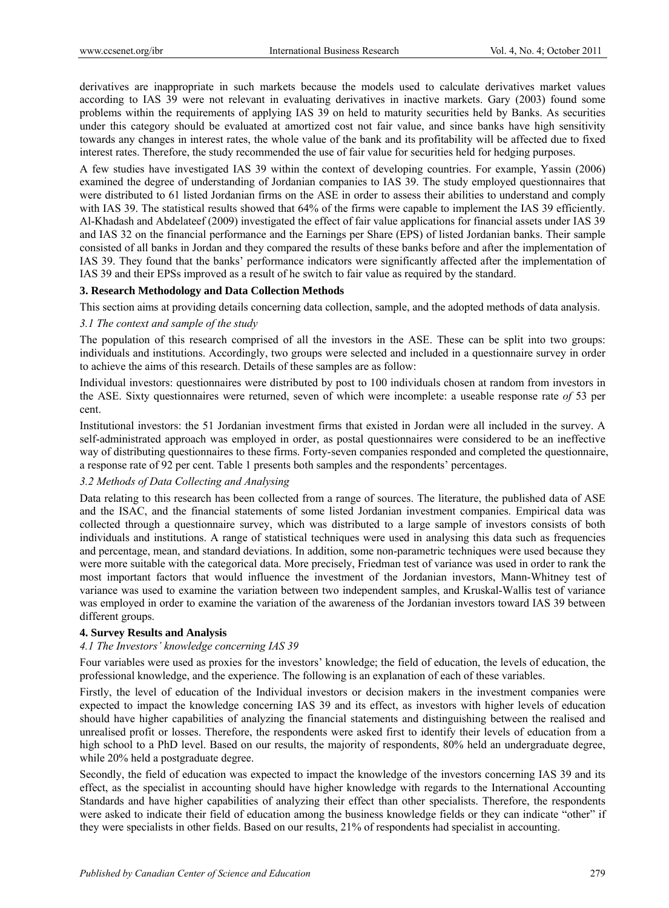derivatives are inappropriate in such markets because the models used to calculate derivatives market values according to IAS 39 were not relevant in evaluating derivatives in inactive markets. Gary (2003) found some problems within the requirements of applying IAS 39 on held to maturity securities held by Banks. As securities under this category should be evaluated at amortized cost not fair value, and since banks have high sensitivity towards any changes in interest rates, the whole value of the bank and its profitability will be affected due to fixed interest rates. Therefore, the study recommended the use of fair value for securities held for hedging purposes.

A few studies have investigated IAS 39 within the context of developing countries. For example, Yassin (2006) examined the degree of understanding of Jordanian companies to IAS 39. The study employed questionnaires that were distributed to 61 listed Jordanian firms on the ASE in order to assess their abilities to understand and comply with IAS 39. The statistical results showed that 64% of the firms were capable to implement the IAS 39 efficiently. Al-Khadash and Abdelateef (2009) investigated the effect of fair value applications for financial assets under IAS 39 and IAS 32 on the financial performance and the Earnings per Share (EPS) of listed Jordanian banks. Their sample consisted of all banks in Jordan and they compared the results of these banks before and after the implementation of IAS 39. They found that the banks' performance indicators were significantly affected after the implementation of IAS 39 and their EPSs improved as a result of he switch to fair value as required by the standard.

## 3. Research Methodology and Data Collection Methods

This section aims at providing details concerning data collection, sample, and the adopted methods of data analysis.

### *3.1 The context and sample of the study*

The population of this research comprised of all the investors in the ASE. These can be split into two groups: individuals and institutions. Accordingly, two groups were selected and included in a questionnaire survey in order to achieve the aims of this research. Details of these samples are as follow:

Individual investors: questionnaires were distributed by post to 100 individuals chosen at random from investors in the ASE. Sixty questionnaires were returned, seven of which were incomplete: a useable response rate *of* 53 per cent.

Institutional investors: the 51 Jordanian investment firms that existed in Jordan were all included in the survey. A self-administrated approach was employed in order, as postal questionnaires were considered to be an ineffective way of distributing questionnaires to these firms. Forty-seven companies responded and completed the questionnaire, a response rate of 92 per cent. Table 1 presents both samples and the respondents' percentages.

### *3.2 Methods of Data Collecting and Analysing*

Data relating to this research has been collected from a range of sources. The literature, the published data of ASE and the ISAC, and the financial statements of some listed Jordanian investment companies. Empirical data was collected through a questionnaire survey, which was distributed to a large sample of investors consists of both individuals and institutions. A range of statistical techniques were used in analysing this data such as frequencies and percentage, mean, and standard deviations. In addition, some non-parametric techniques were used because they were more suitable with the categorical data. More precisely, Friedman test of variance was used in order to rank the most important factors that would influence the investment of the Jordanian investors, Mann-Whitney test of variance was used to examine the variation between two independent samples, and Kruskal-Wallis test of variance was employed in order to examine the variation of the awareness of the Jordanian investors toward IAS 39 between different groups.

## 4. Survey Results and Analysis

### *4.1 The Investors' knowledge concerning IAS 39*

Four variables were used as proxies for the investors' knowledge; the field of education, the levels of education, the professional knowledge, and the experience. The following is an explanation of each of these variables.

Firstly, the level of education of the Individual investors or decision makers in the investment companies were expected to impact the knowledge concerning IAS 39 and its effect, as investors with higher levels of education should have higher capabilities of analyzing the financial statements and distinguishing between the realised and unrealised profit or losses. Therefore, the respondents were asked first to identify their levels of education from a high school to a PhD level. Based on our results, the majority of respondents, 80% held an undergraduate degree, while 20% held a postgraduate degree.

Secondly, the field of education was expected to impact the knowledge of the investors concerning IAS 39 and its effect, as the specialist in accounting should have higher knowledge with regards to the International Accounting Standards and have higher capabilities of analyzing their effect than other specialists. Therefore, the respondents were asked to indicate their field of education among the business knowledge fields or they can indicate "other" if they were specialists in other fields. Based on our results, 21% of respondents had specialist in accounting.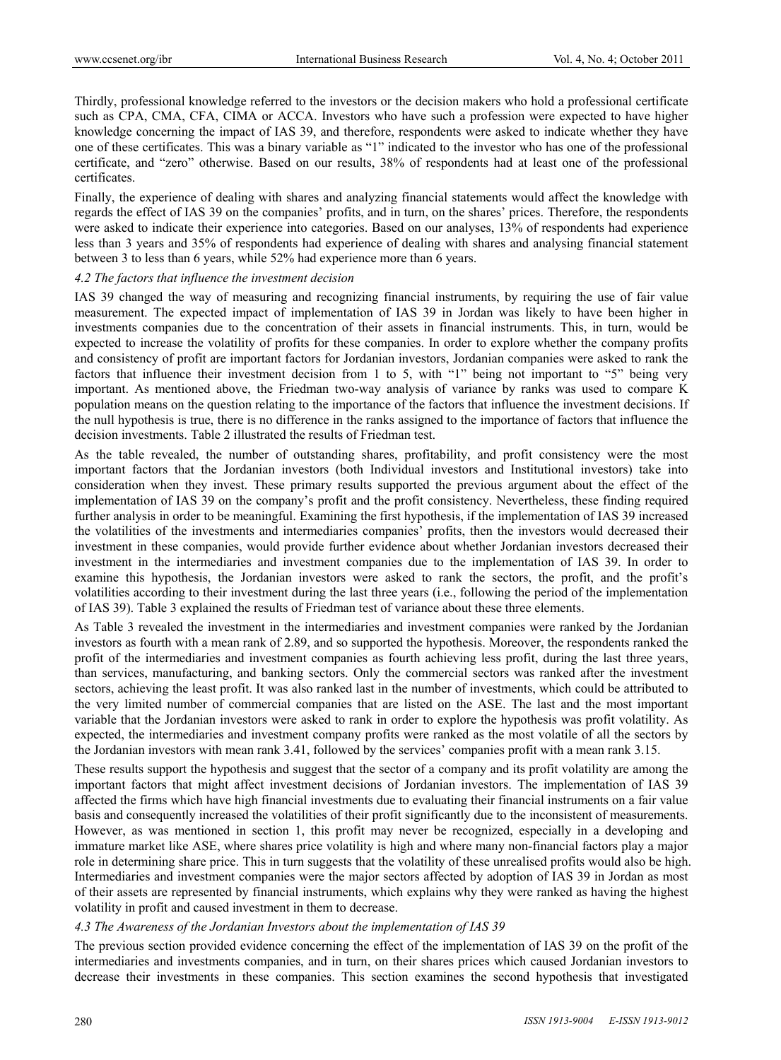Thirdly, professional knowledge referred to the investors or the decision makers who hold a professional certificate such as CPA, CMA, CFA, CIMA or ACCA. Investors who have such a profession were expected to have higher knowledge concerning the impact of IAS 39, and therefore, respondents were asked to indicate whether they have one of these certificates. This was a binary variable as "1" indicated to the investor who has one of the professional certificate, and "zero" otherwise. Based on our results, 38% of respondents had at least one of the professional certificates.

Finally, the experience of dealing with shares and analyzing financial statements would affect the knowledge with regards the effect of IAS 39 on the companies' profits, and in turn, on the shares' prices. Therefore, the respondents were asked to indicate their experience into categories. Based on our analyses, 13% of respondents had experience less than 3 years and 35% of respondents had experience of dealing with shares and analysing financial statement between 3 to less than 6 years, while 52% had experience more than 6 years.

### *4.2 The factors that influence the investment decision*

IAS 39 changed the way of measuring and recognizing financial instruments, by requiring the use of fair value measurement. The expected impact of implementation of IAS 39 in Jordan was likely to have been higher in investments companies due to the concentration of their assets in financial instruments. This, in turn, would be expected to increase the volatility of profits for these companies. In order to explore whether the company profits and consistency of profit are important factors for Jordanian investors, Jordanian companies were asked to rank the factors that influence their investment decision from 1 to 5, with "1" being not important to "5" being very important. As mentioned above, the Friedman two-way analysis of variance by ranks was used to compare K population means on the question relating to the importance of the factors that influence the investment decisions. If the null hypothesis is true, there is no difference in the ranks assigned to the importance of factors that influence the decision investments. Table 2 illustrated the results of Friedman test.

As the table revealed, the number of outstanding shares, profitability, and profit consistency were the most important factors that the Jordanian investors (both Individual investors and Institutional investors) take into consideration when they invest. These primary results supported the previous argument about the effect of the implementation of IAS 39 on the company's profit and the profit consistency. Nevertheless, these finding required further analysis in order to be meaningful. Examining the first hypothesis, if the implementation of IAS 39 increased the volatilities of the investments and intermediaries companies' profits, then the investors would decreased their investment in these companies, would provide further evidence about whether Jordanian investors decreased their investment in the intermediaries and investment companies due to the implementation of IAS 39. In order to examine this hypothesis, the Jordanian investors were asked to rank the sectors, the profit, and the profit's volatilities according to their investment during the last three years (i.e., following the period of the implementation of IAS 39). Table 3 explained the results of Friedman test of variance about these three elements.

As Table 3 revealed the investment in the intermediaries and investment companies were ranked by the Jordanian investors as fourth with a mean rank of 2.89, and so supported the hypothesis. Moreover, the respondents ranked the profit of the intermediaries and investment companies as fourth achieving less profit, during the last three years, than services, manufacturing, and banking sectors. Only the commercial sectors was ranked after the investment sectors, achieving the least profit. It was also ranked last in the number of investments, which could be attributed to the very limited number of commercial companies that are listed on the ASE. The last and the most important variable that the Jordanian investors were asked to rank in order to explore the hypothesis was profit volatility. As expected, the intermediaries and investment company profits were ranked as the most volatile of all the sectors by the Jordanian investors with mean rank 3.41, followed by the services' companies profit with a mean rank 3.15.

These results support the hypothesis and suggest that the sector of a company and its profit volatility are among the important factors that might affect investment decisions of Jordanian investors. The implementation of IAS 39 affected the firms which have high financial investments due to evaluating their financial instruments on a fair value basis and consequently increased the volatilities of their profit significantly due to the inconsistent of measurements. However, as was mentioned in section 1, this profit may never be recognized, especially in a developing and immature market like ASE, where shares price volatility is high and where many non-financial factors play a major role in determining share price. This in turn suggests that the volatility of these unrealised profits would also be high. Intermediaries and investment companies were the major sectors affected by adoption of IAS 39 in Jordan as most of their assets are represented by financial instruments, which explains why they were ranked as having the highest volatility in profit and caused investment in them to decrease.

### *4.3 The Awareness of the Jordanian Investors about the implementation of IAS 39*

The previous section provided evidence concerning the effect of the implementation of IAS 39 on the profit of the intermediaries and investments companies, and in turn, on their shares prices which caused Jordanian investors to decrease their investments in these companies. This section examines the second hypothesis that investigated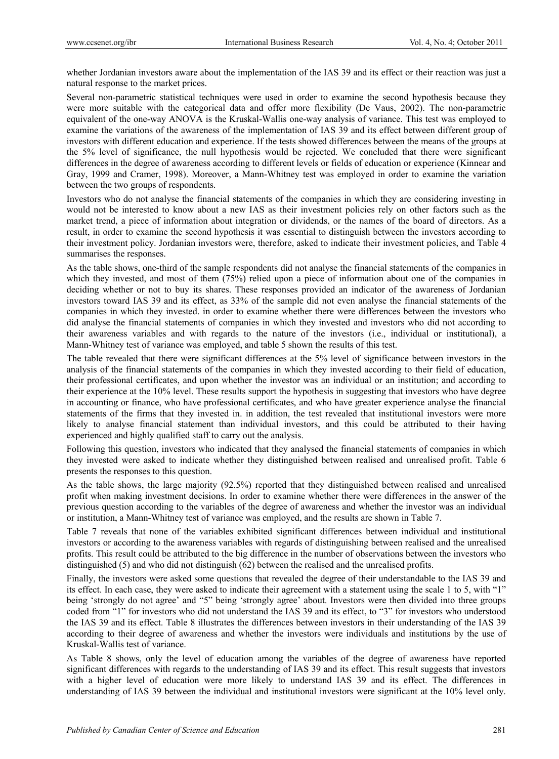whether Jordanian investors aware about the implementation of the IAS 39 and its effect or their reaction was just a natural response to the market prices.

Several non-parametric statistical techniques were used in order to examine the second hypothesis because they were more suitable with the categorical data and offer more flexibility (De Vaus, 2002). The non-parametric equivalent of the one-way ANOVA is the Kruskal-Wallis one-way analysis of variance. This test was employed to examine the variations of the awareness of the implementation of IAS 39 and its effect between different group of investors with different education and experience. If the tests showed differences between the means of the groups at the 5% level of significance, the null hypothesis would be rejected. We concluded that there were significant differences in the degree of awareness according to different levels or fields of education or experience (Kinnear and Gray, 1999 and Cramer, 1998). Moreover, a Mann-Whitney test was employed in order to examine the variation between the two groups of respondents.

Investors who do not analyse the financial statements of the companies in which they are considering investing in would not be interested to know about a new IAS as their investment policies rely on other factors such as the market trend, a piece of information about integration or dividends, or the names of the board of directors. As a result, in order to examine the second hypothesis it was essential to distinguish between the investors according to their investment policy. Jordanian investors were, therefore, asked to indicate their investment policies, and Table 4 summarises the responses.

As the table shows, one-third of the sample respondents did not analyse the financial statements of the companies in which they invested, and most of them (75%) relied upon a piece of information about one of the companies in deciding whether or not to buy its shares. These responses provided an indicator of the awareness of Jordanian investors toward IAS 39 and its effect, as 33% of the sample did not even analyse the financial statements of the companies in which they invested. in order to examine whether there were differences between the investors who did analyse the financial statements of companies in which they invested and investors who did not according to their awareness variables and with regards to the nature of the investors (i.e., individual or institutional), a Mann-Whitney test of variance was employed, and table 5 shown the results of this test.

The table revealed that there were significant differences at the 5% level of significance between investors in the analysis of the financial statements of the companies in which they invested according to their field of education, their professional certificates, and upon whether the investor was an individual or an institution; and according to their experience at the 10% level. These results support the hypothesis in suggesting that investors who have degree in accounting or finance, who have professional certificates, and who have greater experience analyse the financial statements of the firms that they invested in. in addition, the test revealed that institutional investors were more likely to analyse financial statement than individual investors, and this could be attributed to their having experienced and highly qualified staff to carry out the analysis.

Following this question, investors who indicated that they analysed the financial statements of companies in which they invested were asked to indicate whether they distinguished between realised and unrealised profit. Table 6 presents the responses to this question.

As the table shows, the large majority (92.5%) reported that they distinguished between realised and unrealised profit when making investment decisions. In order to examine whether there were differences in the answer of the previous question according to the variables of the degree of awareness and whether the investor was an individual or institution, a Mann-Whitney test of variance was employed, and the results are shown in Table 7.

Table 7 reveals that none of the variables exhibited significant differences between individual and institutional investors or according to the awareness variables with regards of distinguishing between realised and the unrealised profits. This result could be attributed to the big difference in the number of observations between the investors who distinguished (5) and who did not distinguish (62) between the realised and the unrealised profits.

Finally, the investors were asked some questions that revealed the degree of their understandable to the IAS 39 and its effect. In each case, they were asked to indicate their agreement with a statement using the scale 1 to 5, with "1" being 'strongly do not agree' and "5" being 'strongly agree' about. Investors were then divided into three groups coded from "1" for investors who did not understand the IAS 39 and its effect, to "3" for investors who understood the IAS 39 and its effect. Table 8 illustrates the differences between investors in their understanding of the IAS 39 according to their degree of awareness and whether the investors were individuals and institutions by the use of Kruskal-Wallis test of variance.

As Table 8 shows, only the level of education among the variables of the degree of awareness have reported significant differences with regards to the understanding of IAS 39 and its effect. This result suggests that investors with a higher level of education were more likely to understand IAS 39 and its effect. The differences in understanding of IAS 39 between the individual and institutional investors were significant at the 10% level only.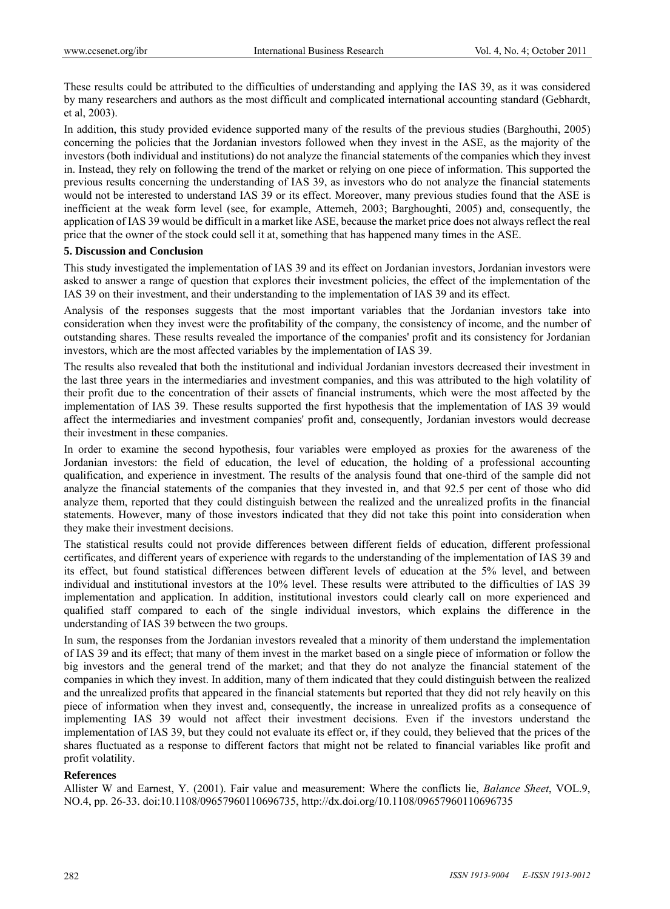These results could be attributed to the difficulties of understanding and applying the IAS 39, as it was considered by many researchers and authors as the most difficult and complicated international accounting standard (Gebhardt, et al, 2003).

In addition, this study provided evidence supported many of the results of the previous studies (Barghouthi, 2005) concerning the policies that the Jordanian investors followed when they invest in the ASE, as the majority of the investors (both individual and institutions) do not analyze the financial statements of the companies which they invest in. Instead, they rely on following the trend of the market or relying on one piece of information. This supported the previous results concerning the understanding of IAS 39, as investors who do not analyze the financial statements would not be interested to understand IAS 39 or its effect. Moreover, many previous studies found that the ASE is inefficient at the weak form level (see, for example, Attemeh, 2003; Barghoughti, 2005) and, consequently, the application of IAS 39 would be difficult in a market like ASE, because the market price does not always reflect the real price that the owner of the stock could sell it at, something that has happened many times in the ASE.

## 5. Discussion and Conclusion

This study investigated the implementation of IAS 39 and its effect on Jordanian investors, Jordanian investors were asked to answer a range of question that explores their investment policies, the effect of the implementation of the IAS 39 on their investment, and their understanding to the implementation of IAS 39 and its effect.

Analysis of the responses suggests that the most important variables that the Jordanian investors take into consideration when they invest were the profitability of the company, the consistency of income, and the number of outstanding shares. These results revealed the importance of the companies' profit and its consistency for Jordanian investors, which are the most affected variables by the implementation of IAS 39.

The results also revealed that both the institutional and individual Jordanian investors decreased their investment in the last three years in the intermediaries and investment companies, and this was attributed to the high volatility of their profit due to the concentration of their assets of financial instruments, which were the most affected by the implementation of IAS 39. These results supported the first hypothesis that the implementation of IAS 39 would affect the intermediaries and investment companies' profit and, consequently, Jordanian investors would decrease their investment in these companies.

In order to examine the second hypothesis, four variables were employed as proxies for the awareness of the Jordanian investors: the field of education, the level of education, the holding of a professional accounting qualification, and experience in investment. The results of the analysis found that one-third of the sample did not analyze the financial statements of the companies that they invested in, and that 92.5 per cent of those who did analyze them, reported that they could distinguish between the realized and the unrealized profits in the financial statements. However, many of those investors indicated that they did not take this point into consideration when they make their investment decisions.

The statistical results could not provide differences between different fields of education, different professional certificates, and different years of experience with regards to the understanding of the implementation of IAS 39 and its effect, but found statistical differences between different levels of education at the 5% level, and between individual and institutional investors at the 10% level. These results were attributed to the difficulties of IAS 39 implementation and application. In addition, institutional investors could clearly call on more experienced and qualified staff compared to each of the single individual investors, which explains the difference in the understanding of IAS 39 between the two groups.

In sum, the responses from the Jordanian investors revealed that a minority of them understand the implementation of IAS 39 and its effect; that many of them invest in the market based on a single piece of information or follow the big investors and the general trend of the market; and that they do not analyze the financial statement of the companies in which they invest. In addition, many of them indicated that they could distinguish between the realized and the unrealized profits that appeared in the financial statements but reported that they did not rely heavily on this piece of information when they invest and, consequently, the increase in unrealized profits as a consequence of implementing IAS 39 would not affect their investment decisions. Even if the investors understand the implementation of IAS 39, but they could not evaluate its effect or, if they could, they believed that the prices of the shares fluctuated as a response to different factors that might not be related to financial variables like profit and profit volatility.

## References

Allister W and Earnest, Y. (2001). Fair value and measurement: Where the conflicts lie, *Balance Sheet*, VOL.9, NO.4, pp. 26-33. doi:10.1108/09657960110696735, http://dx.doi.org/10.1108/09657960110696735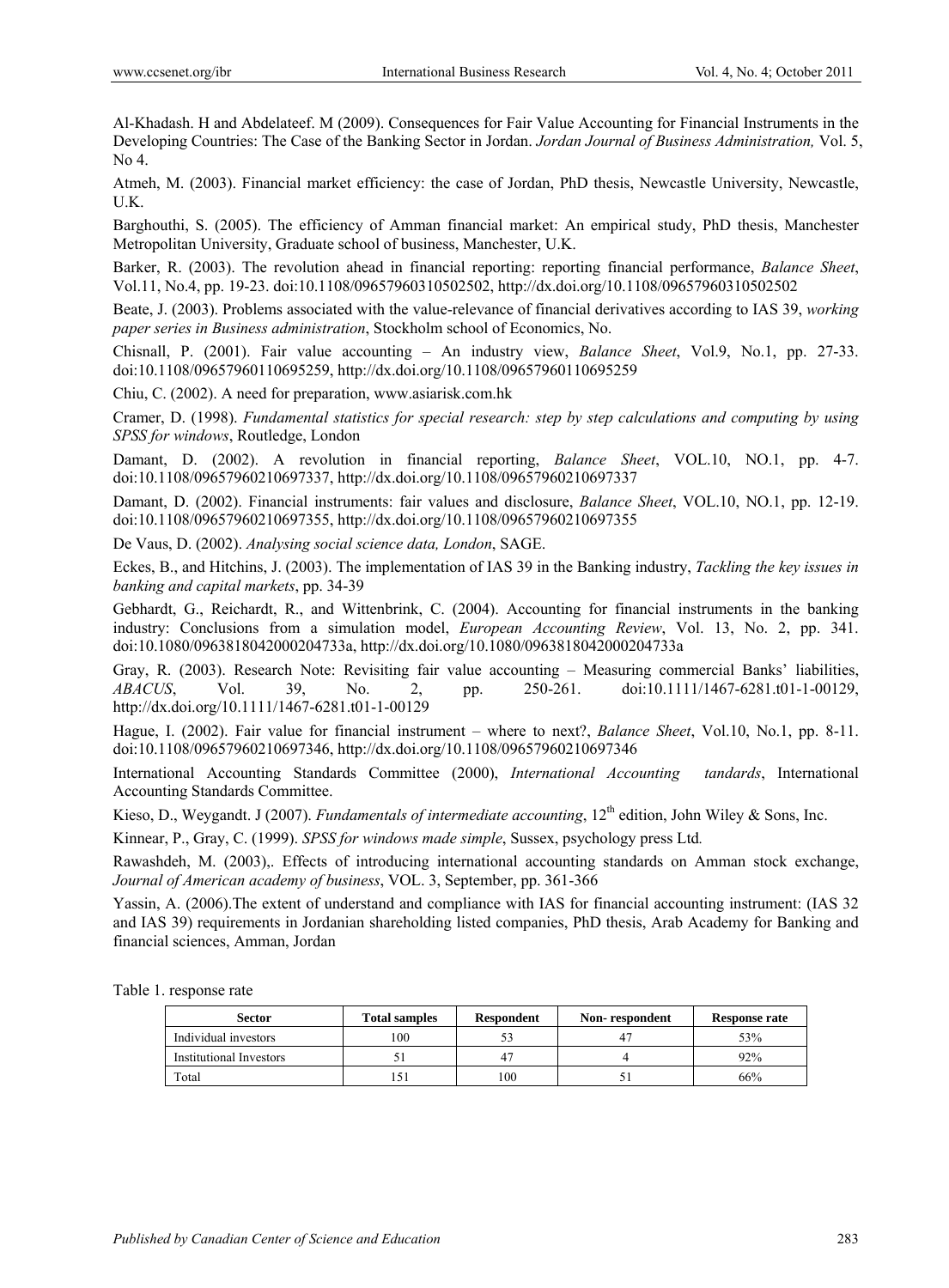Al-Khadash. H and Abdelateef. M (2009). Consequences for Fair Value Accounting for Financial Instruments in the Developing Countries: The Case of the Banking Sector in Jordan. *Jordan Journal of Business Administration,* Vol. 5, No 4.

Atmeh, M. (2003). Financial market efficiency: the case of Jordan, PhD thesis, Newcastle University, Newcastle, U.K.

Barghouthi, S. (2005). The efficiency of Amman financial market: An empirical study, PhD thesis, Manchester Metropolitan University, Graduate school of business, Manchester, U.K.

Barker, R. (2003). The revolution ahead in financial reporting: reporting financial performance, *Balance Sheet*, Vol.11, No.4, pp. 19-23. doi:10.1108/09657960310502502, http://dx.doi.org/10.1108/09657960310502502

Beate, J. (2003). Problems associated with the value-relevance of financial derivatives according to IAS 39, *working paper series in Business administration*, Stockholm school of Economics, No.

Chisnall, P. (2001). Fair value accounting – An industry view, *Balance Sheet*, Vol.9, No.1, pp. 27-33. doi:10.1108/09657960110695259, http://dx.doi.org/10.1108/09657960110695259

Chiu, C. (2002). A need for preparation, www.asiarisk.com.hk

Cramer, D. (1998). *Fundamental statistics for special research: step by step calculations and computing by using SPSS for windows*, Routledge, London

Damant, D. (2002). A revolution in financial reporting, *Balance Sheet*, VOL.10, NO.1, pp. 4-7. doi:10.1108/09657960210697337, http://dx.doi.org/10.1108/09657960210697337

Damant, D. (2002). Financial instruments: fair values and disclosure, *Balance Sheet*, VOL.10, NO.1, pp. 12-19. doi:10.1108/09657960210697355, http://dx.doi.org/10.1108/09657960210697355

De Vaus, D. (2002). *Analysing social science data, London*, SAGE.

Eckes, B., and Hitchins, J. (2003). The implementation of IAS 39 in the Banking industry, *Tackling the key issues in banking and capital markets*, pp. 34-39

Gebhardt, G., Reichardt, R., and Wittenbrink, C. (2004). Accounting for financial instruments in the banking industry: Conclusions from a simulation model, *European Accounting Review*, Vol. 13, No. 2, pp. 341. doi:10.1080/0963818042000204733a, http://dx.doi.org/10.1080/0963818042000204733a

Gray, R. (2003). Research Note: Revisiting fair value accounting – Measuring commercial Banks' liabilities, *ABACUS*, Vol. 39, No. 2, pp. 250-261. doi:10.1111/1467-6281.t01-1-00129, http://dx.doi.org/10.1111/1467-6281.t01-1-00129

Hague, I. (2002). Fair value for financial instrument – where to next?, *Balance Sheet*, Vol.10, No.1, pp. 8-11. doi:10.1108/09657960210697346, http://dx.doi.org/10.1108/09657960210697346

International Accounting Standards Committee (2000), *International Accounting tandards*, International Accounting Standards Committee.

Kieso, D., Weygandt. J (2007). *Fundamentals of intermediate accounting*, 12th edition, John Wiley & Sons, Inc.

Kinnear, P., Gray, C. (1999). *SPSS for windows made simple*, Sussex, psychology press Ltd.

Rawashdeh, M. (2003),. Effects of introducing international accounting standards on Amman stock exchange, *Journal of American academy of business*, VOL. 3, September, pp. 361-366

Yassin, A. (2006).The extent of understand and compliance with IAS for financial accounting instrument: (IAS 32 and IAS 39) requirements in Jordanian shareholding listed companies, PhD thesis, Arab Academy for Banking and financial sciences, Amman, Jordan

Table 1. response rate

| Sector | Total samples | Respondent | Non- respondent | Response rate |
|---|---|---|---|---|
| Individual investors | 100 | 53 | 47 | 53% |
| Institutional Investors | 51 | 47 | 4 | 92% |
| Total | 151 | 100 | 51 | 66% |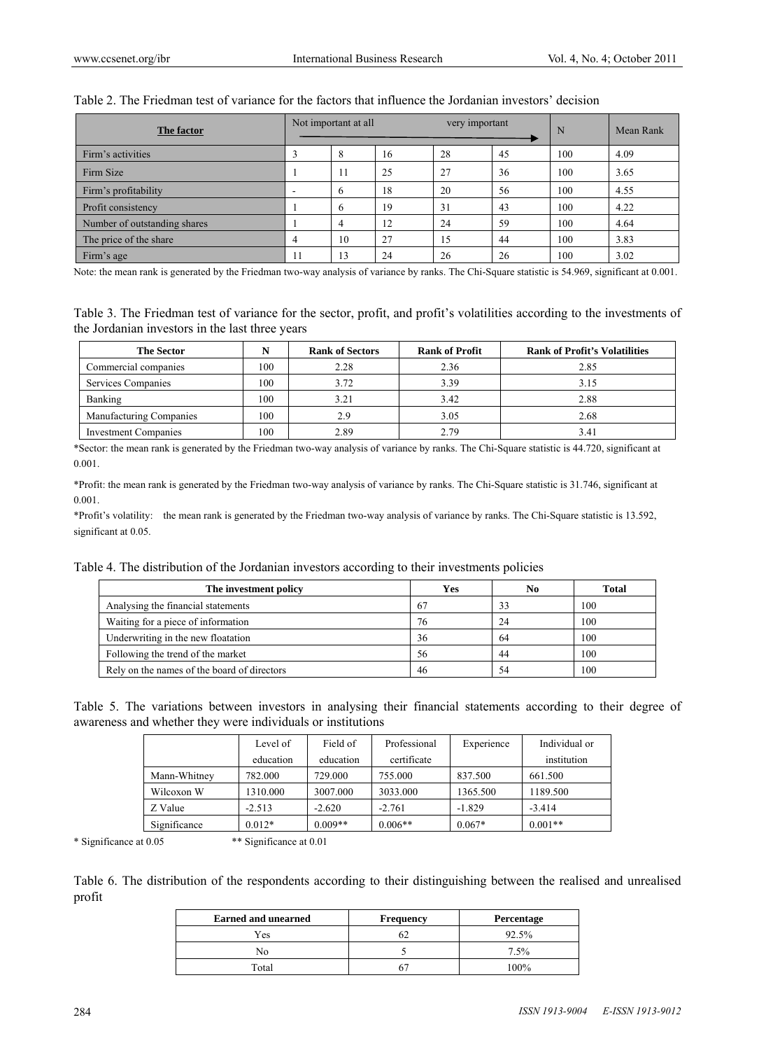Table 2. The Friedman test of variance for the factors that influence the Jordanian investors' decision

| The factor | Not important at all | | | | very important | N | Mean Rank |
|---|---|---|---|---|---|---|---|
| Firm's activities | 3 | 8 | 16 | 28 | 45 | 100 | 4.09 |
| Firm Size | 1 | 11 | 25 | 27 | 36 | 100 | 3.65 |
| Firm's profitability | - | 6 | 18 | 20 | 56 | 100 | 4.55 |
| Profit consistency | 1 | 6 | 19 | 31 | 43 | 100 | 4.22 |
| Number of outstanding shares | 1 | 4 | 12 | 24 | 59 | 100 | 4.64 |
| The price of the share | 4 | 10 | 27 | 15 | 44 | 100 | 3.83 |
| Firm's age | 11 | 13 | 24 | 26 | 26 | 100 | 3.02 |

Note: the mean rank is generated by the Friedman two-way analysis of variance by ranks. The Chi-Square statistic is 54.969, significant at 0.001.

Table 3. The Friedman test of variance for the sector, profit, and profit's volatilities according to the investments of the Jordanian investors in the last three years

| The Sector | N | Rank of Sectors | Rank of Profit | Rank of Profit's Volatilities |
|---|---|---|---|---|
| Commercial companies | 100 | 2.28 | 2.36 | 2.85 |
| Services Companies | 100 | 3.72 | 3.39 | 3.15 |
| Banking | 100 | 3.21 | 3.42 | 2.88 |
| Manufacturing Companies | 100 | 2.9 | 3.05 | 2.68 |
| Investment Companies | 100 | 2.89 | 2.79 | 3.41 |

*Sector: the mean rank is generated by the Friedman two-way analysis of variance by ranks. The Chi-Square statistic is 44.720, significant at 0.001.

*Profit: the mean rank is generated by the Friedman two-way analysis of variance by ranks. The Chi-Square statistic is 31.746, significant at 0.001.

*Profit's volatility: the mean rank is generated by the Friedman two-way analysis of variance by ranks. The Chi-Square statistic is 13.592, significant at 0.05.

Table 4. The distribution of the Jordanian investors according to their investments policies

| The investment policy | Yes | No | Total |
|---|---|---|---|
| Analysing the financial statements | 67 | 33 | 100 |
| Waiting for a piece of information | 76 | 24 | 100 |
| Underwriting in the new floatation | 36 | 64 | 100 |
| Following the trend of the market | 56 | 44 | 100 |
| Rely on the names of the board of directors | 46 | 54 | 100 |

Table 5. The variations between investors in analysing their financial statements according to their degree of awareness and whether they were individuals or institutions

| | Level of education | Field of education | Professional certificate | Experience | Individual or institution |
|---|---|---|---|---|---|
| Mann-Whitney | 782.000 | 729.000 | 755.000 | 837.500 | 661.500 |
| Wilcoxon W | 1310.000 | 3007.000 | 3033.000 | 1365.500 | 1189.500 |
| Z Value | -2.513 | -2.620 | -2.761 | -1.829 | -3.414 |
| Significance | 0.012* | 0.009** | 0.006** | 0.067* | 0.001** |

\* Significance at 0.05 &nbsp;&nbsp;&nbsp;&nbsp; ** Significance at 0.01

Table 6. The distribution of the respondents according to their distinguishing between the realised and unrealised profit

| Earned and unearned | Frequency | Percentage |
|---|---|---|
| Yes | 62 | 92.5% |
| No | 5 | 7.5% |
| Total | 67 | 100% |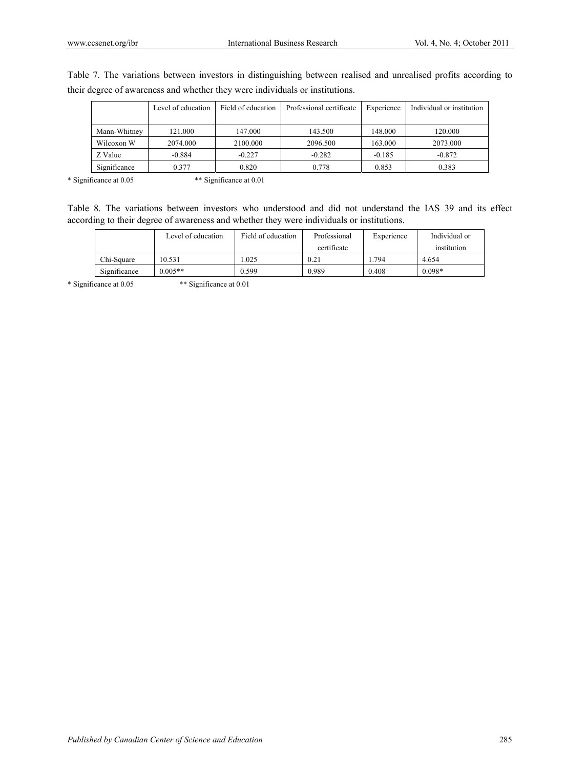Table 7. The variations between investors in distinguishing between realised and unrealised profits according to their degree of awareness and whether they were individuals or institutions.

| | Level of education | Field of education | Professional certificate | Experience | Individual or institution |
|---|---|---|---|---|---|
| Mann-Whitney | 121.000 | 147.000 | 143.500 | 148.000 | 120.000 |
| Wilcoxon W | 2074.000 | 2100.000 | 2096.500 | 163.000 | 2073.000 |
| Z Value | -0.884 | -0.227 | -0.282 | -0.185 | -0.872 |
| Significance | 0.377 | 0.820 | 0.778 | 0.853 | 0.383 |

* Significance at 0.05 ** Significance at 0.01

Table 8. The variations between investors who understood and did not understand the IAS 39 and its effect according to their degree of awareness and whether they were individuals or institutions.

| | Level of education | Field of education | Professional certificate | Experience | Individual or institution |
|---|---|---|---|---|---|
| Chi-Square | 10.531 | 1.025 | 0.21 | 1.794 | 4.654 |
| Significance | 0.005** | 0.599 | 0.989 | 0.408 | 0.098* |

* Significance at 0.05 ** Significance at 0.01